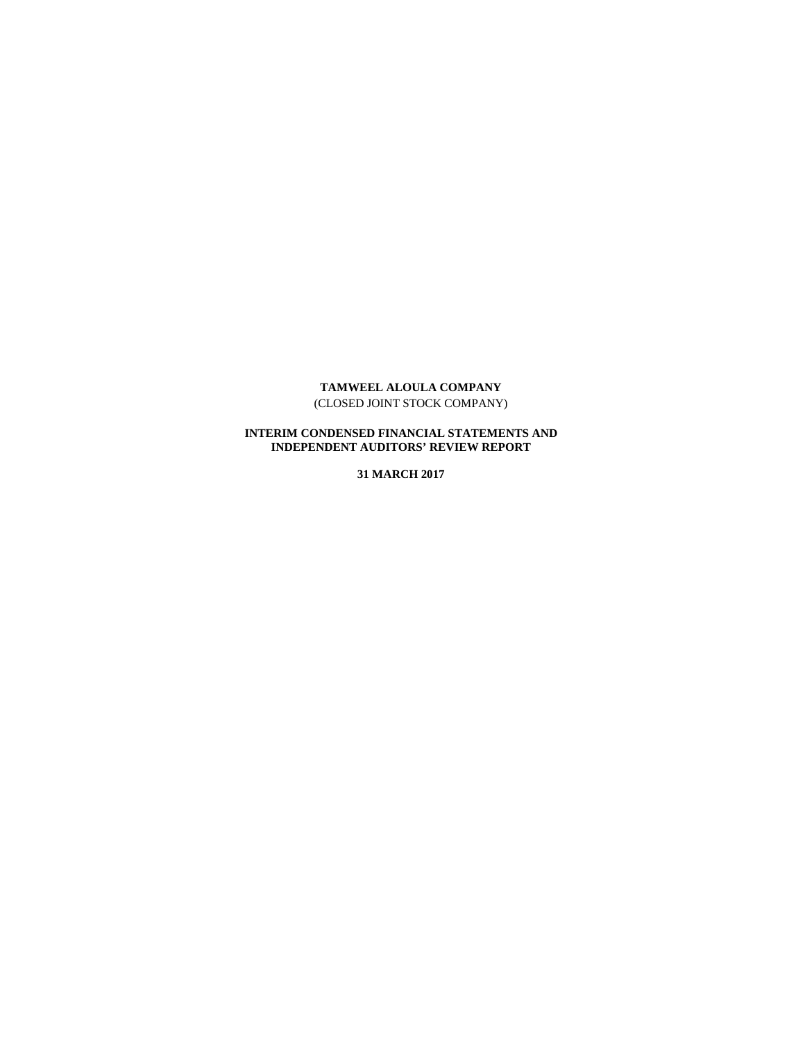**TAMWEEL ALOULA COMPANY**
(CLOSED JOINT STOCK COMPANY)

**INTERIM CONDENSED FINANCIAL STATEMENTS AND INDEPENDENT AUDITORS' REVIEW REPORT**

**31 MARCH 2017**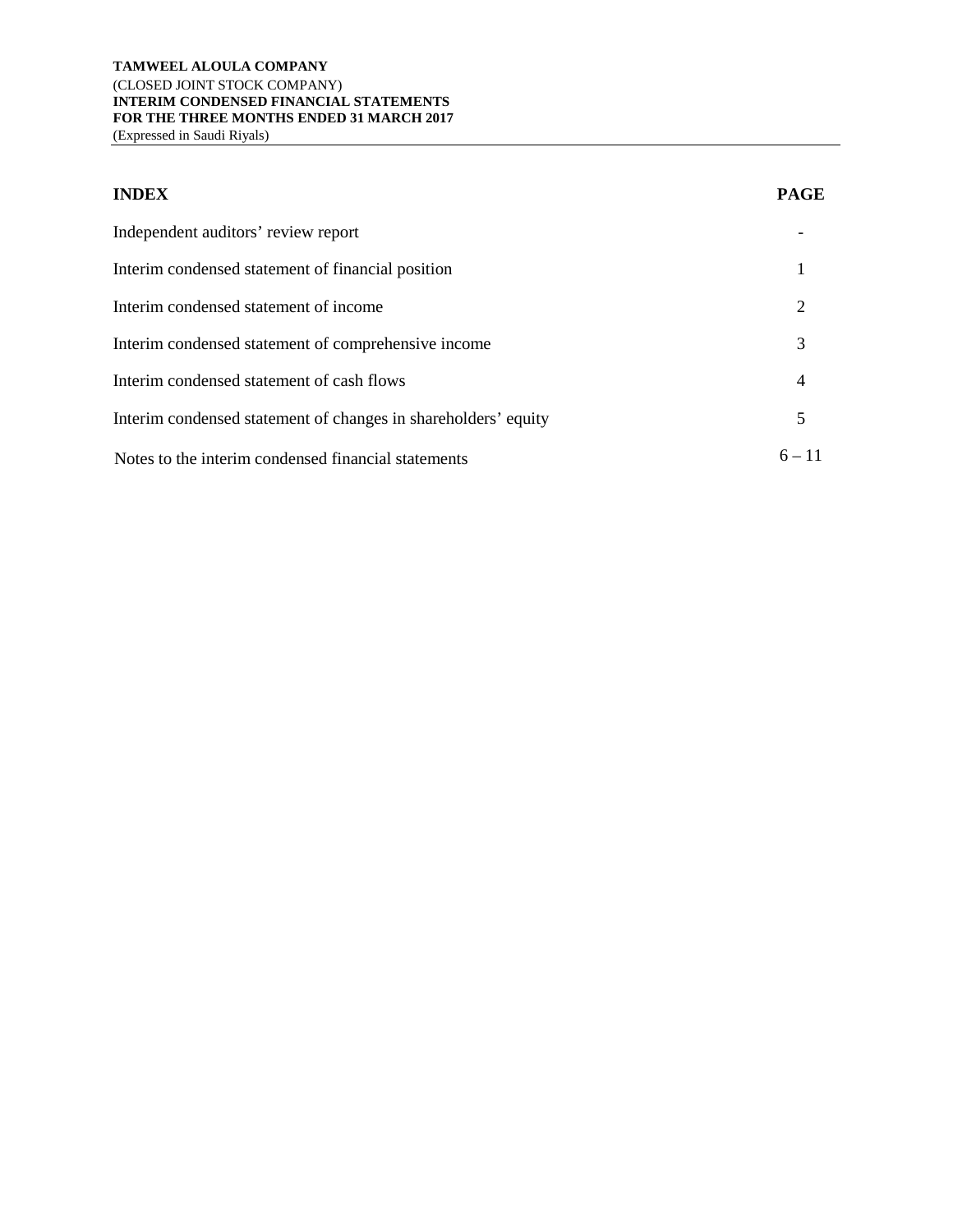**TAMWEEL ALOULA COMPANY**
(CLOSED JOINT STOCK COMPANY)
**INTERIM CONDENSED FINANCIAL STATEMENTS**
**FOR THE THREE MONTHS ENDED 31 MARCH 2017**
(Expressed in Saudi Riyals)

| **INDEX** | **PAGE** |
|---|---|
| Independent auditors' review report | - |
| Interim condensed statement of financial position | 1 |
| Interim condensed statement of income | 2 |
| Interim condensed statement of comprehensive income | 3 |
| Interim condensed statement of cash flows | 4 |
| Interim condensed statement of changes in shareholders' equity | 5 |
| Notes to the interim condensed financial statements | 6 – 11 |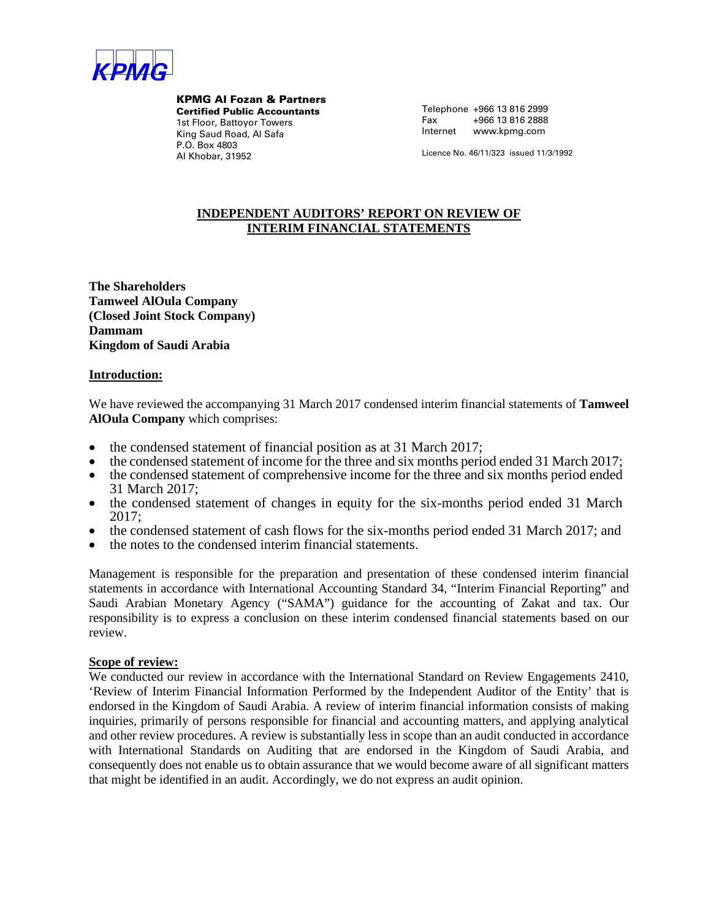KPMG

**KPMG Al Fozan & Partners**
**Certified Public Accountants**
1st Floor, Battoyor Towers
King Saud Road, Al Safa
P.O. Box 4803
Al Khobar, 31952

Telephone +966 13 816 2999
Fax +966 13 816 2888
Internet www.kpmg.com

Licence No. 46/11/323 issued 11/3/1992

## INDEPENDENT AUDITORS' REPORT ON REVIEW OF INTERIM FINANCIAL STATEMENTS

**The Shareholders**
**Tamweel AlOula Company**
**(Closed Joint Stock Company)**
**Dammam**
**Kingdom of Saudi Arabia**

### Introduction:

We have reviewed the accompanying 31 March 2017 condensed interim financial statements of **Tamweel AlOula Company** which comprises:

- the condensed statement of financial position as at 31 March 2017;
- the condensed statement of income for the three and six months period ended 31 March 2017;
- the condensed statement of comprehensive income for the three and six months period ended 31 March 2017;
- the condensed statement of changes in equity for the six-months period ended 31 March 2017;
- the condensed statement of cash flows for the six-months period ended 31 March 2017; and
- the notes to the condensed interim financial statements.

Management is responsible for the preparation and presentation of these condensed interim financial statements in accordance with International Accounting Standard 34, "Interim Financial Reporting" and Saudi Arabian Monetary Agency ("SAMA") guidance for the accounting of Zakat and tax. Our responsibility is to express a conclusion on these interim condensed financial statements based on our review.

### Scope of review:

We conducted our review in accordance with the International Standard on Review Engagements 2410, 'Review of Interim Financial Information Performed by the Independent Auditor of the Entity' that is endorsed in the Kingdom of Saudi Arabia. A review of interim financial information consists of making inquiries, primarily of persons responsible for financial and accounting matters, and applying analytical and other review procedures. A review is substantially less in scope than an audit conducted in accordance with International Standards on Auditing that are endorsed in the Kingdom of Saudi Arabia, and consequently does not enable us to obtain assurance that we would become aware of all significant matters that might be identified in an audit. Accordingly, we do not express an audit opinion.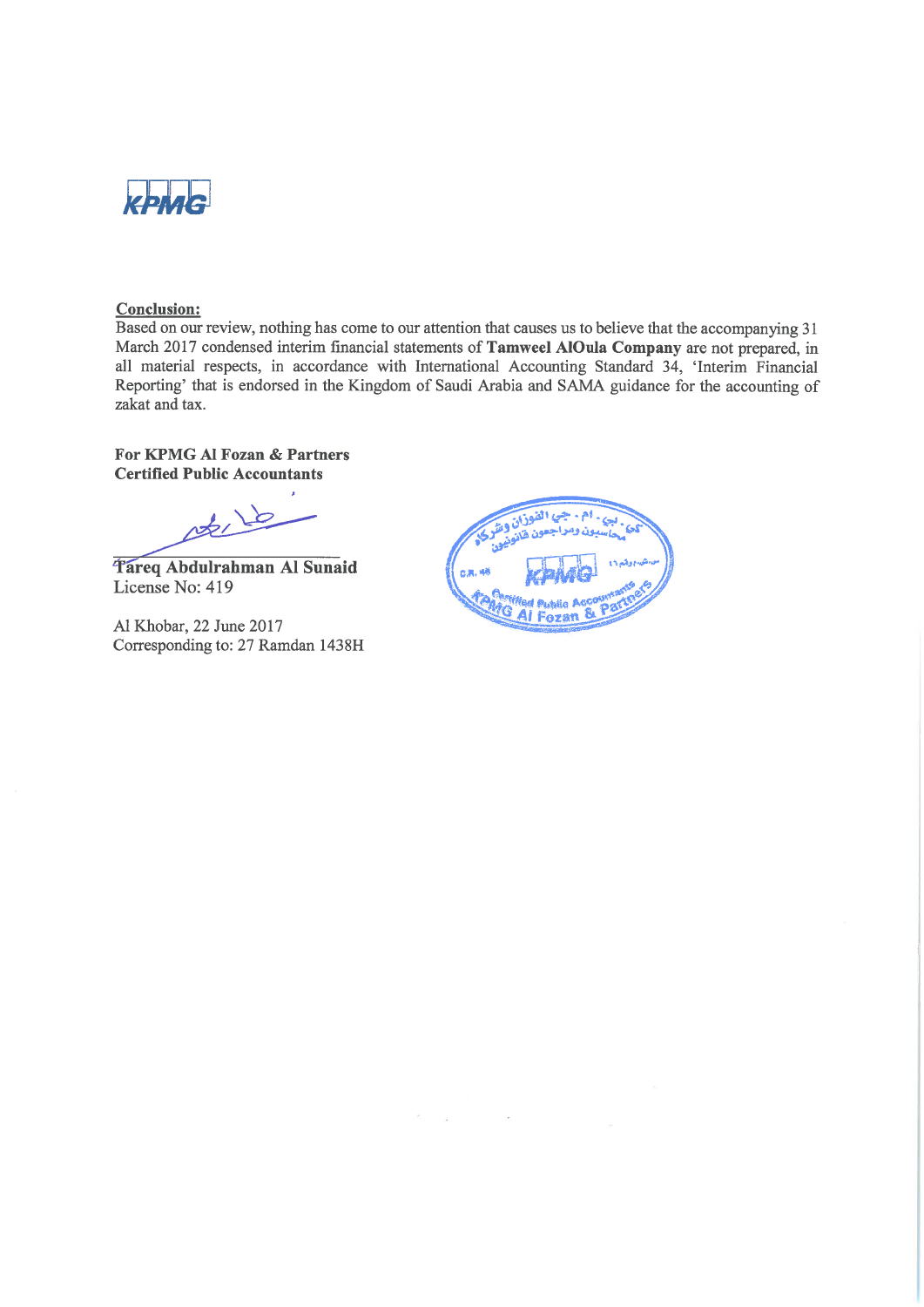KPMG

**Conclusion:**

Based on our review, nothing has come to our attention that causes us to believe that the accompanying 31 March 2017 condensed interim financial statements of **Tamweel AlOula Company** are not prepared, in all material respects, in accordance with International Accounting Standard 34, 'Interim Financial Reporting' that is endorsed in the Kingdom of Saudi Arabia and SAMA guidance for the accounting of zakat and tax.

**For KPMG Al Fozan & Partners**
**Certified Public Accountants**

**Tareq Abdulrahman Al Sunaid**
License No: 419

Al Khobar, 22 June 2017
Corresponding to: 27 Ramdan 1438H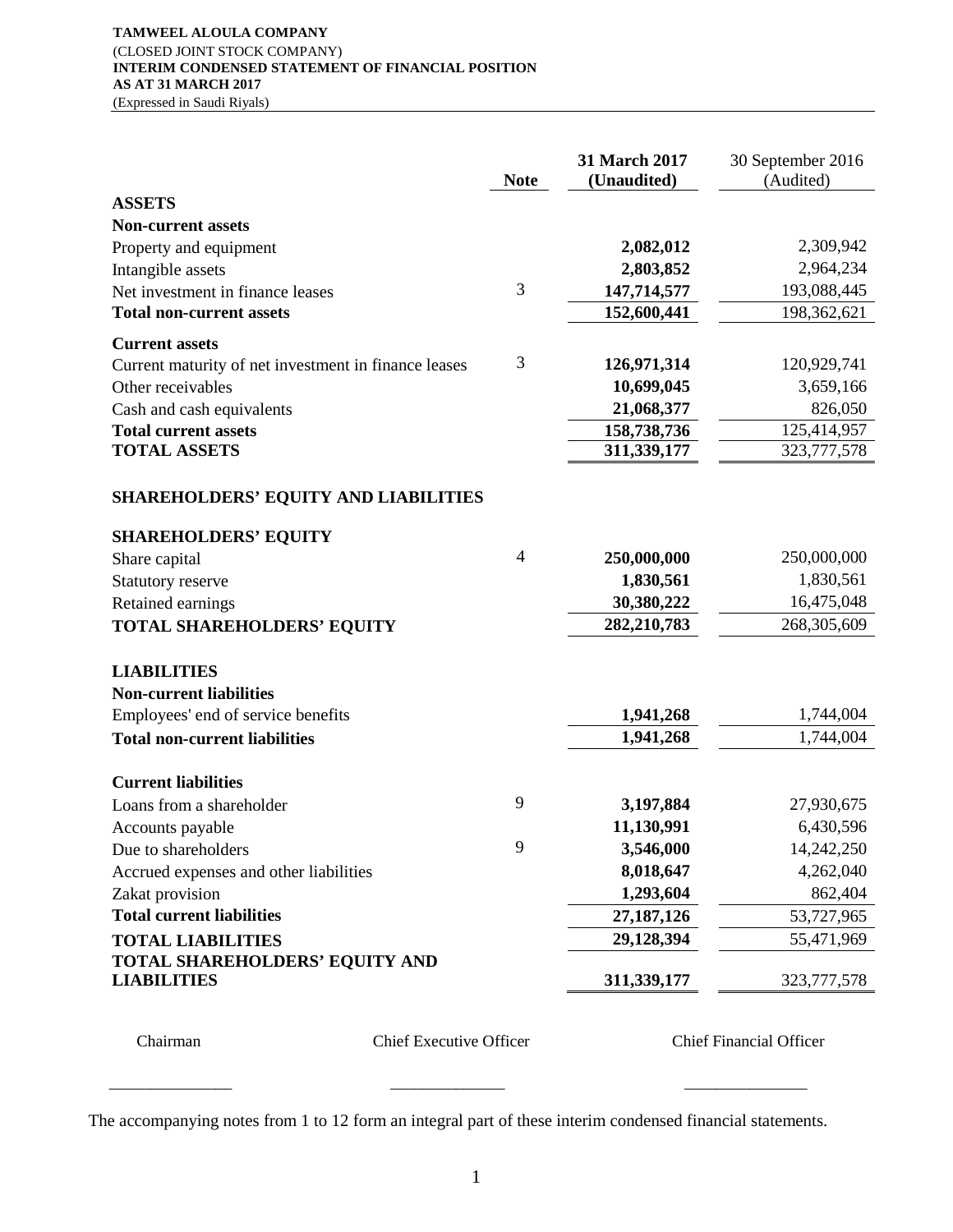**TAMWEEL ALOULA COMPANY**
(CLOSED JOINT STOCK COMPANY)
**INTERIM CONDENSED STATEMENT OF FINANCIAL POSITION**
**AS AT 31 MARCH 2017**
(Expressed in Saudi Riyals)

| | Note | 31 March 2017 (Unaudited) | 30 September 2016 (Audited) |
|---|---|---|---|
| **ASSETS** | | | |
| **Non-current assets** | | | |
| Property and equipment | | **2,082,012** | 2,309,942 |
| Intangible assets | | **2,803,852** | 2,964,234 |
| Net investment in finance leases | 3 | **147,714,577** | 193,088,445 |
| **Total non-current assets** | | **152,600,441** | 198,362,621 |
| **Current assets** | | | |
| Current maturity of net investment in finance leases | 3 | **126,971,314** | 120,929,741 |
| Other receivables | | **10,699,045** | 3,659,166 |
| Cash and cash equivalents | | **21,068,377** | 826,050 |
| **Total current assets** | | **158,738,736** | 125,414,957 |
| **TOTAL ASSETS** | | **311,339,177** | 323,777,578 |
| **SHAREHOLDERS' EQUITY AND LIABILITIES** | | | |
| **SHAREHOLDERS' EQUITY** | | | |
| Share capital | 4 | **250,000,000** | 250,000,000 |
| Statutory reserve | | **1,830,561** | 1,830,561 |
| Retained earnings | | **30,380,222** | 16,475,048 |
| **TOTAL SHAREHOLDERS' EQUITY** | | **282,210,783** | 268,305,609 |
| **LIABILITIES** | | | |
| **Non-current liabilities** | | | |
| Employees' end of service benefits | | **1,941,268** | 1,744,004 |
| **Total non-current liabilities** | | **1,941,268** | 1,744,004 |
| **Current liabilities** | | | |
| Loans from a shareholder | 9 | **3,197,884** | 27,930,675 |
| Accounts payable | | **11,130,991** | 6,430,596 |
| Due to shareholders | 9 | **3,546,000** | 14,242,250 |
| Accrued expenses and other liabilities | | **8,018,647** | 4,262,040 |
| Zakat provision | | **1,293,604** | 862,404 |
| **Total current liabilities** | | **27,187,126** | 53,727,965 |
| **TOTAL LIABILITIES** | | **29,128,394** | 55,471,969 |
| **TOTAL SHAREHOLDERS' EQUITY AND LIABILITIES** | | **311,339,177** | 323,777,578 |

| Chairman | Chief Executive Officer | Chief Financial Officer |
|---|---|---|
| ______________ | ______________ | ______________ |

The accompanying notes from 1 to 12 form an integral part of these interim condensed financial statements.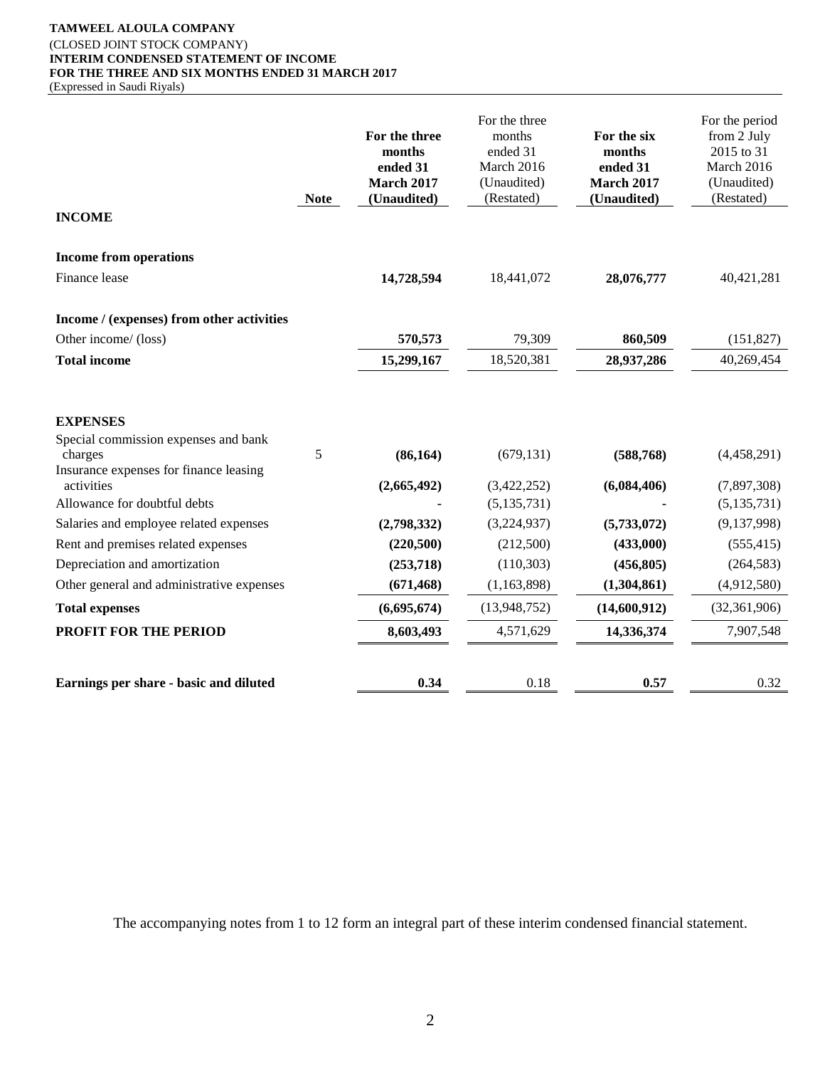**TAMWEEL ALOULA COMPANY**
(CLOSED JOINT STOCK COMPANY)
**INTERIM CONDENSED STATEMENT OF INCOME**
**FOR THE THREE AND SIX MONTHS ENDED 31 MARCH 2017**
(Expressed in Saudi Riyals)

| | Note | **For the three months ended 31 March 2017 (Unaudited)** | For the three months ended 31 March 2016 (Unaudited) (Restated) | **For the six months ended 31 March 2017 (Unaudited)** | For the period from 2 July 2015 to 31 March 2016 (Unaudited) (Restated) |
|---|---|---|---|---|---|
| **INCOME** | | | | | |
| **Income from operations** | | | | | |
| Finance lease | | **14,728,594** | 18,441,072 | **28,076,777** | 40,421,281 |
| **Income / (expenses) from other activities** | | | | | |
| Other income/ (loss) | | **570,573** | 79,309 | **860,509** | (151,827) |
| **Total income** | | **15,299,167** | 18,520,381 | **28,937,286** | 40,269,454 |
| **EXPENSES** | | | | | |
| Special commission expenses and bank charges | 5 | **(86,164)** | (679,131) | **(588,768)** | (4,458,291) |
| Insurance expenses for finance leasing activities | | **(2,665,492)** | (3,422,252) | **(6,084,406)** | (7,897,308) |
| Allowance for doubtful debts | | **-** | (5,135,731) | **-** | (5,135,731) |
| Salaries and employee related expenses | | **(2,798,332)** | (3,224,937) | **(5,733,072)** | (9,137,998) |
| Rent and premises related expenses | | **(220,500)** | (212,500) | **(433,000)** | (555,415) |
| Depreciation and amortization | | **(253,718)** | (110,303) | **(456,805)** | (264,583) |
| Other general and administrative expenses | | **(671,468)** | (1,163,898) | **(1,304,861)** | (4,912,580) |
| **Total expenses** | | **(6,695,674)** | (13,948,752) | **(14,600,912)** | (32,361,906) |
| **PROFIT FOR THE PERIOD** | | **8,603,493** | 4,571,629 | **14,336,374** | 7,907,548 |
| **Earnings per share - basic and diluted** | | **0.34** | 0.18 | **0.57** | 0.32 |

The accompanying notes from 1 to 12 form an integral part of these interim condensed financial statement.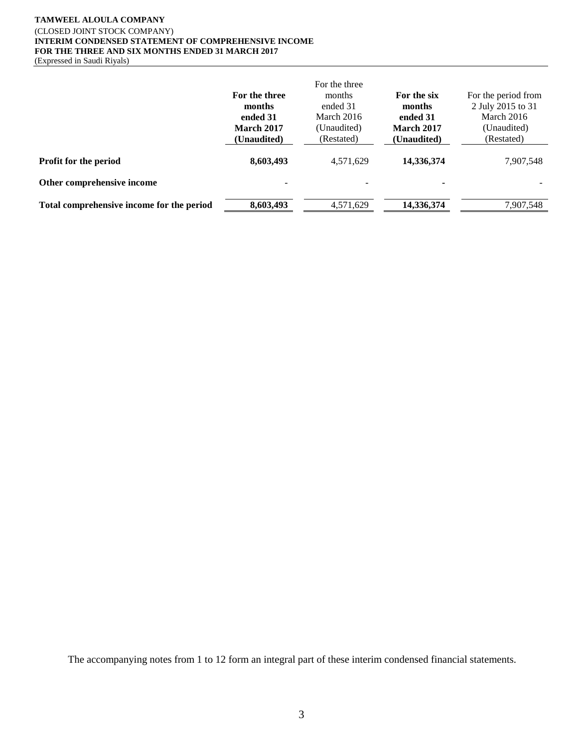**TAMWEEL ALOULA COMPANY**
(CLOSED JOINT STOCK COMPANY)
**INTERIM CONDENSED STATEMENT OF COMPREHENSIVE INCOME**
**FOR THE THREE AND SIX MONTHS ENDED 31 MARCH 2017**
(Expressed in Saudi Riyals)

| | **For the three months ended 31 March 2017 (Unaudited)** | For the three months ended 31 March 2016 (Unaudited) (Restated) | **For the six months ended 31 March 2017 (Unaudited)** | For the period from 2 July 2015 to 31 March 2016 (Unaudited) (Restated) |
|---|---|---|---|---|
| **Profit for the period** | **8,603,493** | 4,571,629 | **14,336,374** | 7,907,548 |
| **Other comprehensive income** | - | - | - | - |
| **Total comprehensive income for the period** | **8,603,493** | 4,571,629 | **14,336,374** | 7,907,548 |

The accompanying notes from 1 to 12 form an integral part of these interim condensed financial statements.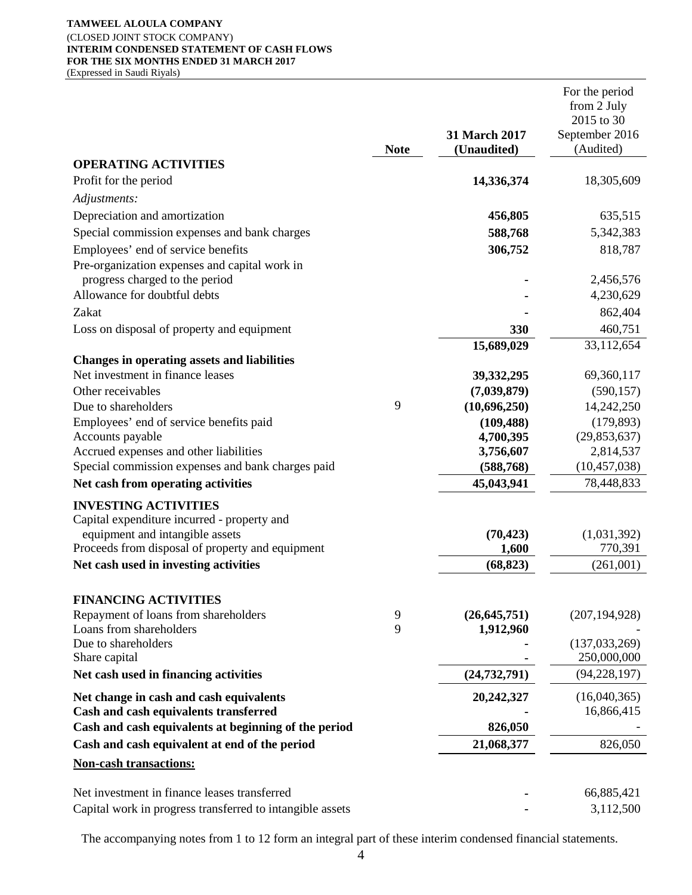**TAMWEEL ALOULA COMPANY**
(CLOSED JOINT STOCK COMPANY)
**INTERIM CONDENSED STATEMENT OF CASH FLOWS**
**FOR THE SIX MONTHS ENDED 31 MARCH 2017**
(Expressed in Saudi Riyals)

| | Note | **31 March 2017 (Unaudited)** | For the period from 2 July 2015 to 30 September 2016 (Audited) |
|---|---|---|---|
| **OPERATING ACTIVITIES** | | | |
| Profit for the period | | **14,336,374** | 18,305,609 |
| *Adjustments:* | | | |
| Depreciation and amortization | | **456,805** | 635,515 |
| Special commission expenses and bank charges | | **588,768** | 5,342,383 |
| Employees' end of service benefits | | **306,752** | 818,787 |
| Pre-organization expenses and capital work in progress charged to the period | | **-** | 2,456,576 |
| Allowance for doubtful debts | | **-** | 4,230,629 |
| Zakat | | **-** | 862,404 |
| Loss on disposal of property and equipment | | **330** | 460,751 |
| | | **15,689,029** | 33,112,654 |
| **Changes in operating assets and liabilities** | | | |
| Net investment in finance leases | | **39,332,295** | 69,360,117 |
| Other receivables | | **(7,039,879)** | (590,157) |
| Due to shareholders | 9 | **(10,696,250)** | 14,242,250 |
| Employees' end of service benefits paid | | **(109,488)** | (179,893) |
| Accounts payable | | **4,700,395** | (29,853,637) |
| Accrued expenses and other liabilities | | **3,756,607** | 2,814,537 |
| Special commission expenses and bank charges paid | | **(588,768)** | (10,457,038) |
| **Net cash from operating activities** | | **45,043,941** | 78,448,833 |
| **INVESTING ACTIVITIES** | | | |
| Capital expenditure incurred - property and equipment and intangible assets | | **(70,423)** | (1,031,392) |
| Proceeds from disposal of property and equipment | | **1,600** | 770,391 |
| **Net cash used in investing activities** | | **(68,823)** | (261,001) |
| **FINANCING ACTIVITIES** | | | |
| Repayment of loans from shareholders | 9 | **(26,645,751)** | (207,194,928) |
| Loans from shareholders | 9 | **1,912,960** | - |
| Due to shareholders | | **-** | (137,033,269) |
| Share capital | | **-** | 250,000,000 |
| **Net cash used in financing activities** | | **(24,732,791)** | (94,228,197) |
| **Net change in cash and cash equivalents** | | **20,242,327** | (16,040,365) |
| **Cash and cash equivalents transferred** | | **-** | 16,866,415 |
| **Cash and cash equivalents at beginning of the period** | | **826,050** | - |
| **Cash and cash equivalent at end of the period** | | **21,068,377** | 826,050 |
| **Non-cash transactions:** | | | |
| Net investment in finance leases transferred | | **-** | 66,885,421 |
| Capital work in progress transferred to intangible assets | | **-** | 3,112,500 |

The accompanying notes from 1 to 12 form an integral part of these interim condensed financial statements.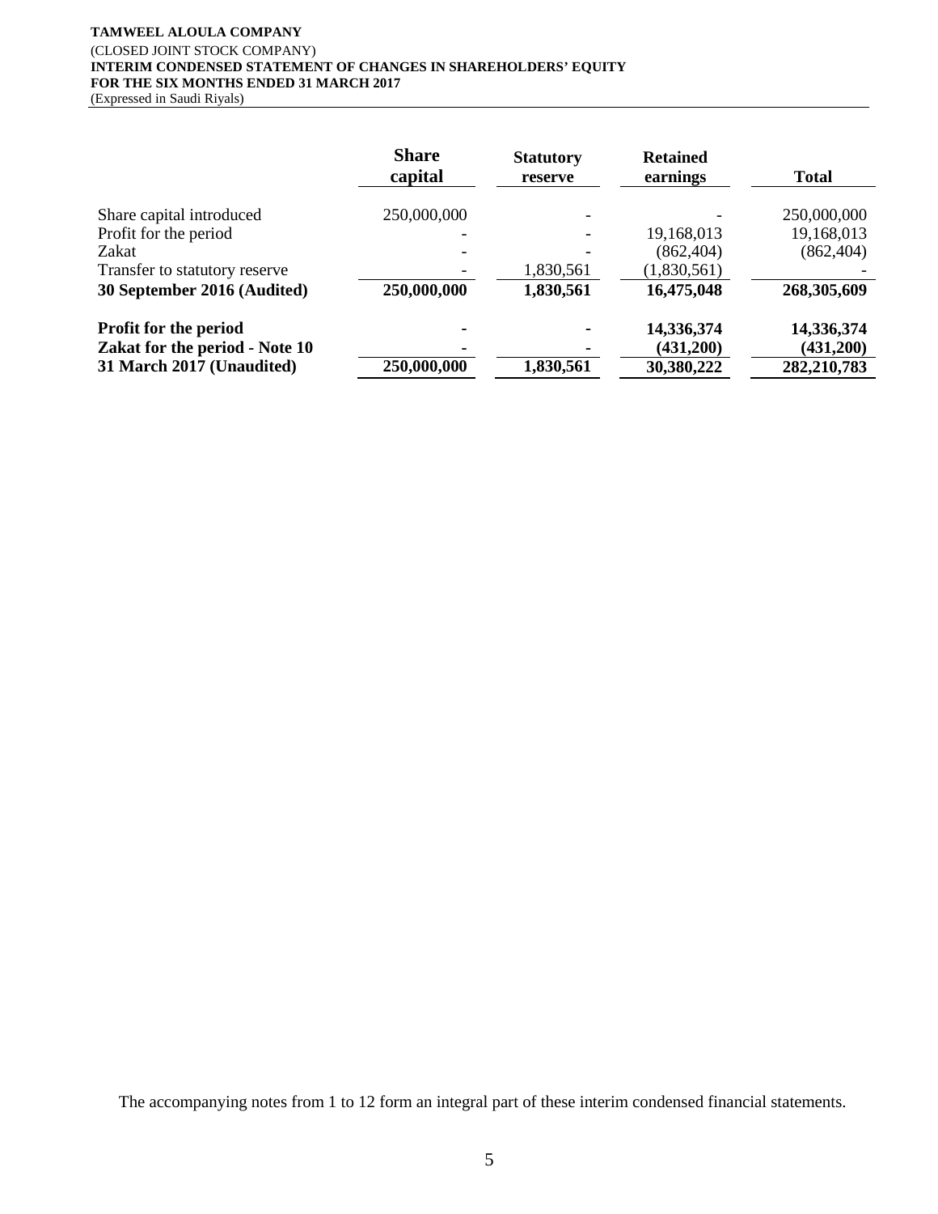**TAMWEEL ALOULA COMPANY**
(CLOSED JOINT STOCK COMPANY)
**INTERIM CONDENSED STATEMENT OF CHANGES IN SHAREHOLDERS' EQUITY**
**FOR THE SIX MONTHS ENDED 31 MARCH 2017**
(Expressed in Saudi Riyals)

| | Share capital | Statutory reserve | Retained earnings | Total |
|---|---|---|---|---|
| Share capital introduced | 250,000,000 | - | - | 250,000,000 |
| Profit for the period | - | - | 19,168,013 | 19,168,013 |
| Zakat | - | - | (862,404) | (862,404) |
| Transfer to statutory reserve | - | 1,830,561 | (1,830,561) | - |
| **30 September 2016 (Audited)** | **250,000,000** | **1,830,561** | **16,475,048** | **268,305,609** |
| **Profit for the period** | **-** | **-** | **14,336,374** | **14,336,374** |
| **Zakat for the period - Note 10** | **-** | **-** | **(431,200)** | **(431,200)** |
| **31 March 2017 (Unaudited)** | **250,000,000** | **1,830,561** | **30,380,222** | **282,210,783** |

The accompanying notes from 1 to 12 form an integral part of these interim condensed financial statements.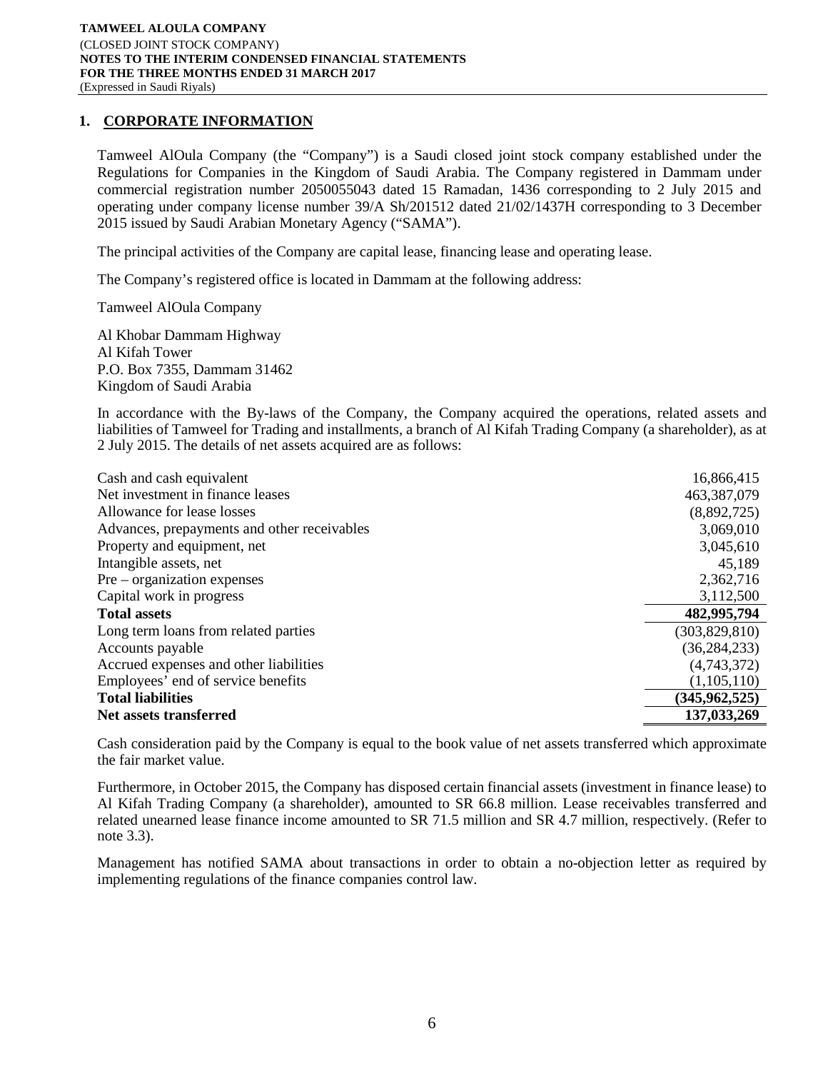## 1. CORPORATE INFORMATION

Tamweel AlOula Company (the "Company") is a Saudi closed joint stock company established under the Regulations for Companies in the Kingdom of Saudi Arabia. The Company registered in Dammam under commercial registration number 2050055043 dated 15 Ramadan, 1436 corresponding to 2 July 2015 and operating under company license number 39/A Sh/201512 dated 21/02/1437H corresponding to 3 December 2015 issued by Saudi Arabian Monetary Agency ("SAMA").

The principal activities of the Company are capital lease, financing lease and operating lease.

The Company's registered office is located in Dammam at the following address:

Tamweel AlOula Company

Al Khobar Dammam Highway
Al Kifah Tower
P.O. Box 7355, Dammam 31462
Kingdom of Saudi Arabia

In accordance with the By-laws of the Company, the Company acquired the operations, related assets and liabilities of Tamweel for Trading and installments, a branch of Al Kifah Trading Company (a shareholder), as at 2 July 2015. The details of net assets acquired are as follows:

| | |
|---|---:|
| Cash and cash equivalent | 16,866,415 |
| Net investment in finance leases | 463,387,079 |
| Allowance for lease losses | (8,892,725) |
| Advances, prepayments and other receivables | 3,069,010 |
| Property and equipment, net | 3,045,610 |
| Intangible assets, net | 45,189 |
| Pre – organization expenses | 2,362,716 |
| Capital work in progress | 3,112,500 |
| **Total assets** | **482,995,794** |
| Long term loans from related parties | (303,829,810) |
| Accounts payable | (36,284,233) |
| Accrued expenses and other liabilities | (4,743,372) |
| Employees' end of service benefits | (1,105,110) |
| **Total liabilities** | **(345,962,525)** |
| **Net assets transferred** | **137,033,269** |

Cash consideration paid by the Company is equal to the book value of net assets transferred which approximate the fair market value.

Furthermore, in October 2015, the Company has disposed certain financial assets (investment in finance lease) to Al Kifah Trading Company (a shareholder), amounted to SR 66.8 million. Lease receivables transferred and related unearned lease finance income amounted to SR 71.5 million and SR 4.7 million, respectively. (Refer to note 3.3).

Management has notified SAMA about transactions in order to obtain a no-objection letter as required by implementing regulations of the finance companies control law.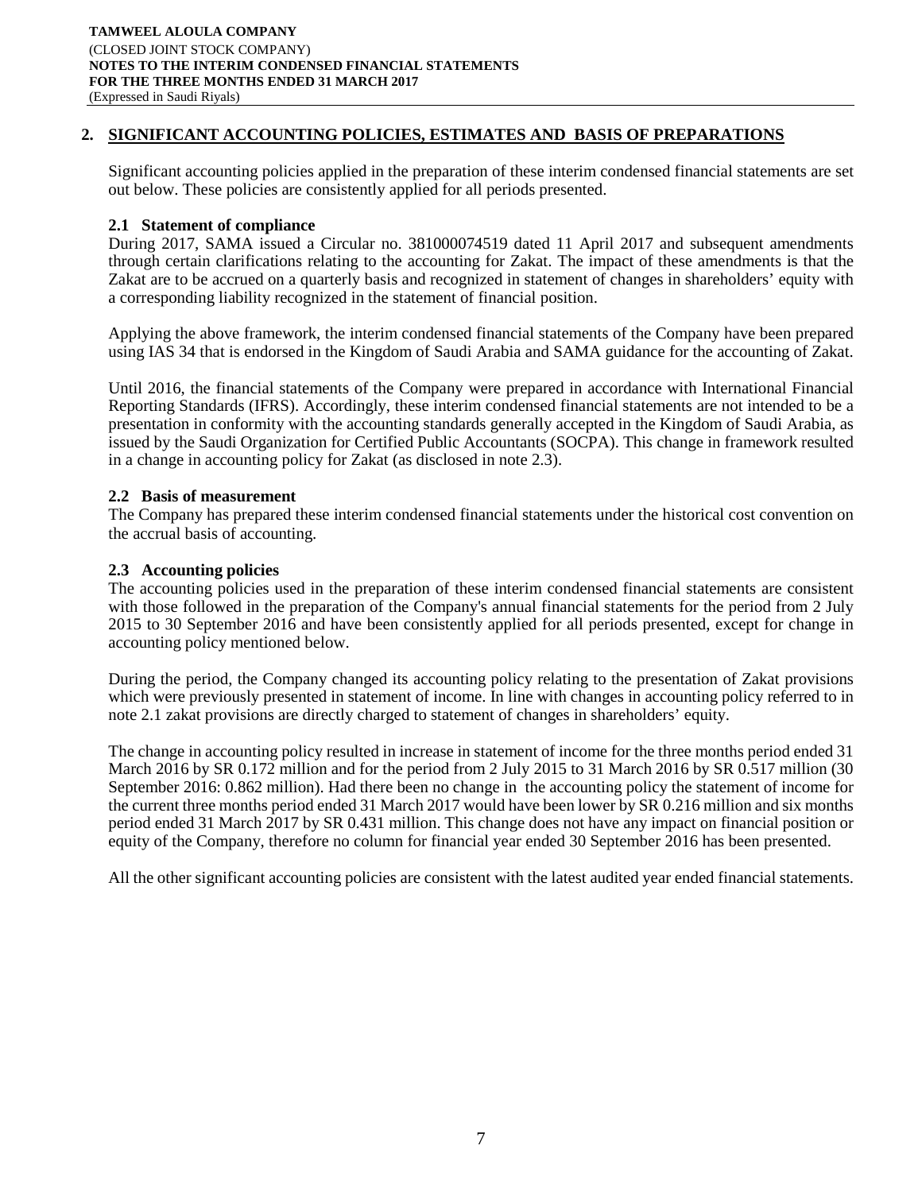## 2. SIGNIFICANT ACCOUNTING POLICIES, ESTIMATES AND BASIS OF PREPARATIONS

Significant accounting policies applied in the preparation of these interim condensed financial statements are set out below. These policies are consistently applied for all periods presented.

### 2.1 Statement of compliance

During 2017, SAMA issued a Circular no. 381000074519 dated 11 April 2017 and subsequent amendments through certain clarifications relating to the accounting for Zakat. The impact of these amendments is that the Zakat are to be accrued on a quarterly basis and recognized in statement of changes in shareholders' equity with a corresponding liability recognized in the statement of financial position.

Applying the above framework, the interim condensed financial statements of the Company have been prepared using IAS 34 that is endorsed in the Kingdom of Saudi Arabia and SAMA guidance for the accounting of Zakat.

Until 2016, the financial statements of the Company were prepared in accordance with International Financial Reporting Standards (IFRS). Accordingly, these interim condensed financial statements are not intended to be a presentation in conformity with the accounting standards generally accepted in the Kingdom of Saudi Arabia, as issued by the Saudi Organization for Certified Public Accountants (SOCPA). This change in framework resulted in a change in accounting policy for Zakat (as disclosed in note 2.3).

### 2.2 Basis of measurement

The Company has prepared these interim condensed financial statements under the historical cost convention on the accrual basis of accounting.

### 2.3 Accounting policies

The accounting policies used in the preparation of these interim condensed financial statements are consistent with those followed in the preparation of the Company's annual financial statements for the period from 2 July 2015 to 30 September 2016 and have been consistently applied for all periods presented, except for change in accounting policy mentioned below.

During the period, the Company changed its accounting policy relating to the presentation of Zakat provisions which were previously presented in statement of income. In line with changes in accounting policy referred to in note 2.1 zakat provisions are directly charged to statement of changes in shareholders' equity.

The change in accounting policy resulted in increase in statement of income for the three months period ended 31 March 2016 by SR 0.172 million and for the period from 2 July 2015 to 31 March 2016 by SR 0.517 million (30 September 2016: 0.862 million). Had there been no change in the accounting policy the statement of income for the current three months period ended 31 March 2017 would have been lower by SR 0.216 million and six months period ended 31 March 2017 by SR 0.431 million. This change does not have any impact on financial position or equity of the Company, therefore no column for financial year ended 30 September 2016 has been presented.

All the other significant accounting policies are consistent with the latest audited year ended financial statements.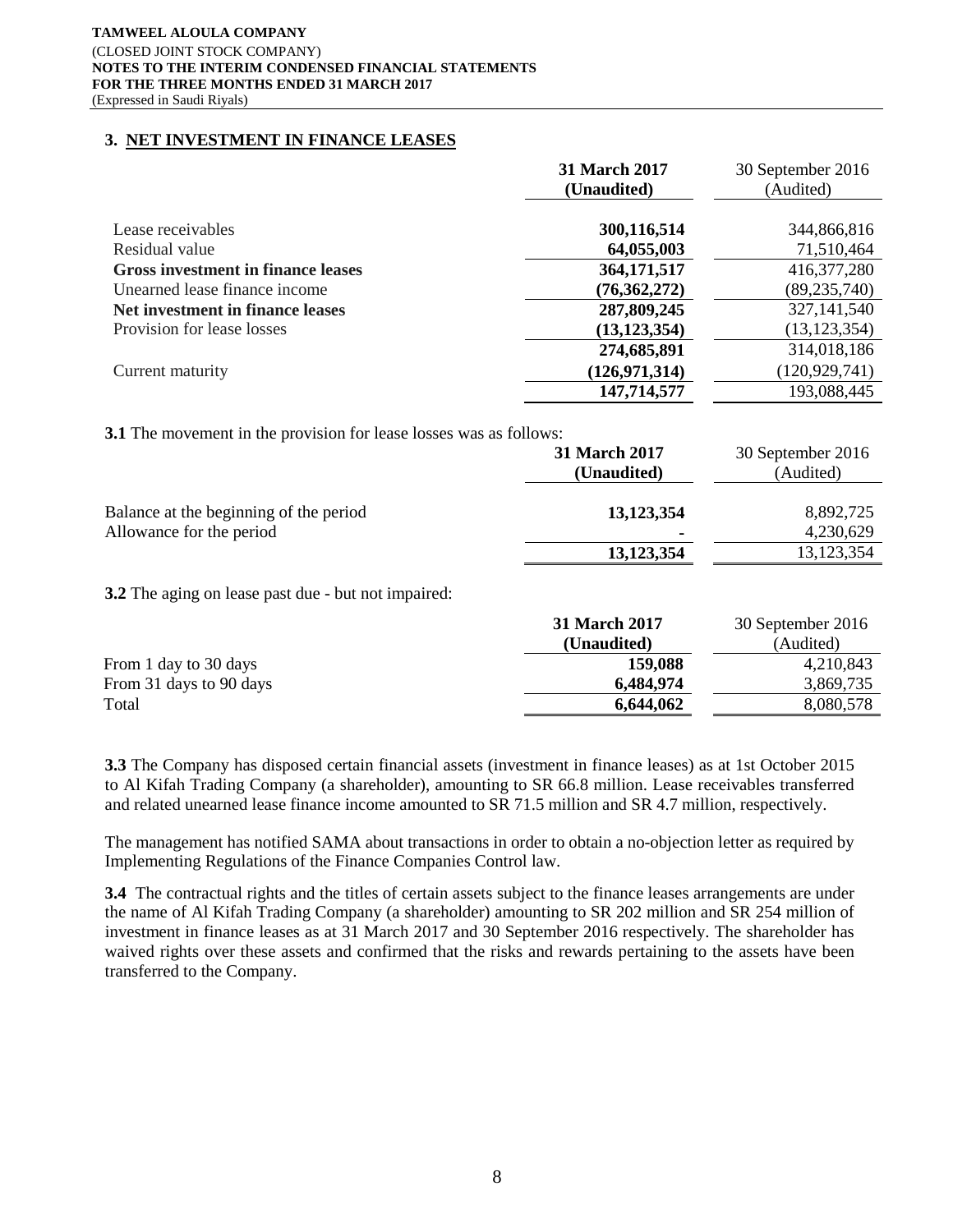## 3. NET INVESTMENT IN FINANCE LEASES

| | 31 March 2017 (Unaudited) | 30 September 2016 (Audited) |
|---|---|---|
| Lease receivables | **300,116,514** | 344,866,816 |
| Residual value | **64,055,003** | 71,510,464 |
| **Gross investment in finance leases** | **364,171,517** | 416,377,280 |
| Unearned lease finance income | **(76,362,272)** | (89,235,740) |
| **Net investment in finance leases** | **287,809,245** | 327,141,540 |
| Provision for lease losses | **(13,123,354)** | (13,123,354) |
| | **274,685,891** | 314,018,186 |
| Current maturity | **(126,971,314)** | (120,929,741) |
| | **147,714,577** | 193,088,445 |

**3.1** The movement in the provision for lease losses was as follows:

| | 31 March 2017 (Unaudited) | 30 September 2016 (Audited) |
|---|---|---|
| Balance at the beginning of the period | **13,123,354** | 8,892,725 |
| Allowance for the period | **-** | 4,230,629 |
| | **13,123,354** | 13,123,354 |

**3.2** The aging on lease past due - but not impaired:

| | 31 March 2017 (Unaudited) | 30 September 2016 (Audited) |
|---|---|---|
| From 1 day to 30 days | **159,088** | 4,210,843 |
| From 31 days to 90 days | **6,484,974** | 3,869,735 |
| Total | **6,644,062** | 8,080,578 |

**3.3** The Company has disposed certain financial assets (investment in finance leases) as at 1st October 2015 to Al Kifah Trading Company (a shareholder), amounting to SR 66.8 million. Lease receivables transferred and related unearned lease finance income amounted to SR 71.5 million and SR 4.7 million, respectively.

The management has notified SAMA about transactions in order to obtain a no-objection letter as required by Implementing Regulations of the Finance Companies Control law.

**3.4** The contractual rights and the titles of certain assets subject to the finance leases arrangements are under the name of Al Kifah Trading Company (a shareholder) amounting to SR 202 million and SR 254 million of investment in finance leases as at 31 March 2017 and 30 September 2016 respectively. The shareholder has waived rights over these assets and confirmed that the risks and rewards pertaining to the assets have been transferred to the Company.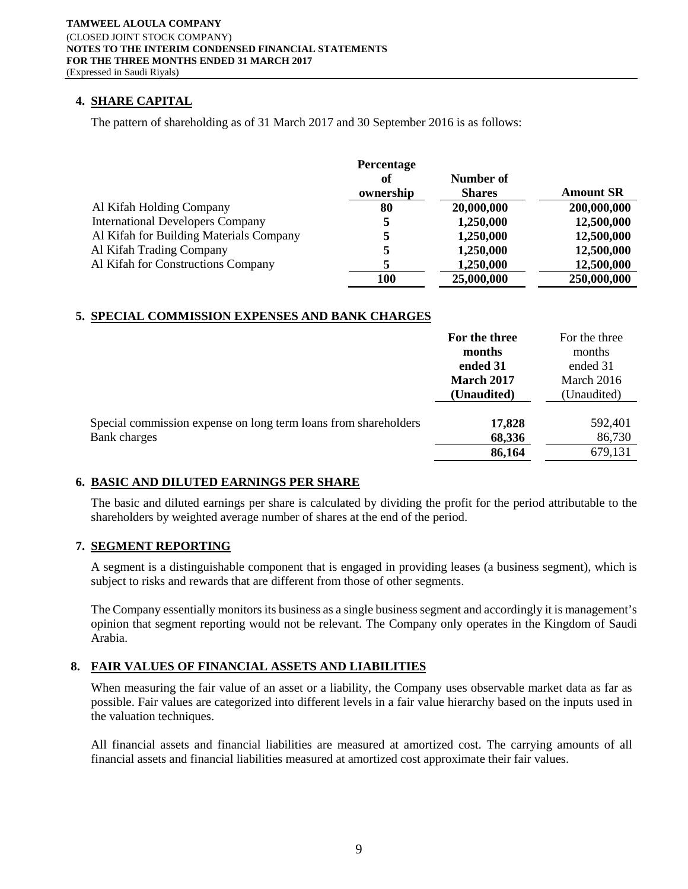## 4. SHARE CAPITAL

The pattern of shareholding as of 31 March 2017 and 30 September 2016 is as follows:

| | Percentage of ownership | Number of Shares | Amount SR |
|---|---|---|---|
| Al Kifah Holding Company | **80** | **20,000,000** | **200,000,000** |
| International Developers Company | **5** | **1,250,000** | **12,500,000** |
| Al Kifah for Building Materials Company | **5** | **1,250,000** | **12,500,000** |
| Al Kifah Trading Company | **5** | **1,250,000** | **12,500,000** |
| Al Kifah for Constructions Company | **5** | **1,250,000** | **12,500,000** |
| | **100** | **25,000,000** | **250,000,000** |

## 5. SPECIAL COMMISSION EXPENSES AND BANK CHARGES

| | **For the three months ended 31 March 2017 (Unaudited)** | For the three months ended 31 March 2016 (Unaudited) |
|---|---|---|
| Special commission expense on long term loans from shareholders | **17,828** | 592,401 |
| Bank charges | **68,336** | 86,730 |
| | **86,164** | 679,131 |

## 6. BASIC AND DILUTED EARNINGS PER SHARE

The basic and diluted earnings per share is calculated by dividing the profit for the period attributable to the shareholders by weighted average number of shares at the end of the period.

## 7. SEGMENT REPORTING

A segment is a distinguishable component that is engaged in providing leases (a business segment), which is subject to risks and rewards that are different from those of other segments.

The Company essentially monitors its business as a single business segment and accordingly it is management's opinion that segment reporting would not be relevant. The Company only operates in the Kingdom of Saudi Arabia.

## 8. FAIR VALUES OF FINANCIAL ASSETS AND LIABILITIES

When measuring the fair value of an asset or a liability, the Company uses observable market data as far as possible. Fair values are categorized into different levels in a fair value hierarchy based on the inputs used in the valuation techniques.

All financial assets and financial liabilities are measured at amortized cost. The carrying amounts of all financial assets and financial liabilities measured at amortized cost approximate their fair values.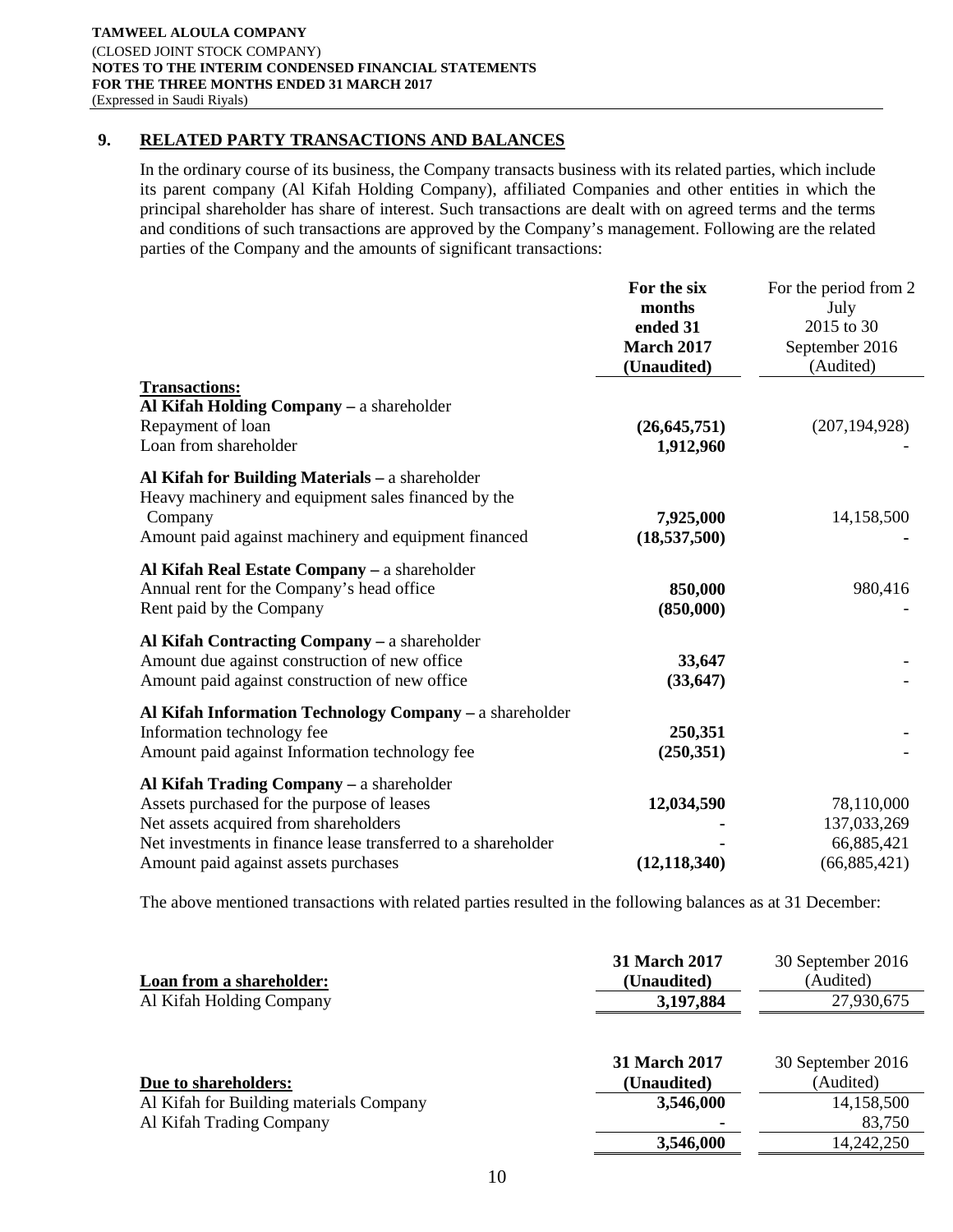## 9. RELATED PARTY TRANSACTIONS AND BALANCES

In the ordinary course of its business, the Company transacts business with its related parties, which include its parent company (Al Kifah Holding Company), affiliated Companies and other entities in which the principal shareholder has share of interest. Such transactions are dealt with on agreed terms and the terms and conditions of such transactions are approved by the Company's management. Following are the related parties of the Company and the amounts of significant transactions:

| | **For the six months ended 31 March 2017 (Unaudited)** | For the period from 2 July 2015 to 30 September 2016 (Audited) |
|---|---|---|
| **Transactions:** | | |
| **Al Kifah Holding Company** – a shareholder | | |
| Repayment of loan | **(26,645,751)** | (207,194,928) |
| Loan from shareholder | **1,912,960** | - |
| **Al Kifah for Building Materials** – a shareholder | | |
| Heavy machinery and equipment sales financed by the Company | **7,925,000** | 14,158,500 |
| Amount paid against machinery and equipment financed | **(18,537,500)** | **-** |
| **Al Kifah Real Estate Company** – a shareholder | | |
| Annual rent for the Company's head office | **850,000** | 980,416 |
| Rent paid by the Company | **(850,000)** | - |
| **Al Kifah Contracting Company** – a shareholder | | |
| Amount due against construction of new office | **33,647** | - |
| Amount paid against construction of new office | **(33,647)** | - |
| **Al Kifah Information Technology Company** – a shareholder | | |
| Information technology fee | **250,351** | - |
| Amount paid against Information technology fee | **(250,351)** | - |
| **Al Kifah Trading Company** – a shareholder | | |
| Assets purchased for the purpose of leases | **12,034,590** | 78,110,000 |
| Net assets acquired from shareholders | **-** | 137,033,269 |
| Net investments in finance lease transferred to a shareholder | **-** | 66,885,421 |
| Amount paid against assets purchases | **(12,118,340)** | (66,885,421) |

The above mentioned transactions with related parties resulted in the following balances as at 31 December:

| **Loan from a shareholder:** | **31 March 2017 (Unaudited)** | 30 September 2016 (Audited) |
|---|---|---|
| Al Kifah Holding Company | **3,197,884** | 27,930,675 |

| **Due to shareholders:** | **31 March 2017 (Unaudited)** | 30 September 2016 (Audited) |
|---|---|---|
| Al Kifah for Building materials Company | **3,546,000** | 14,158,500 |
| Al Kifah Trading Company | **-** | 83,750 |
| | **3,546,000** | 14,242,250 |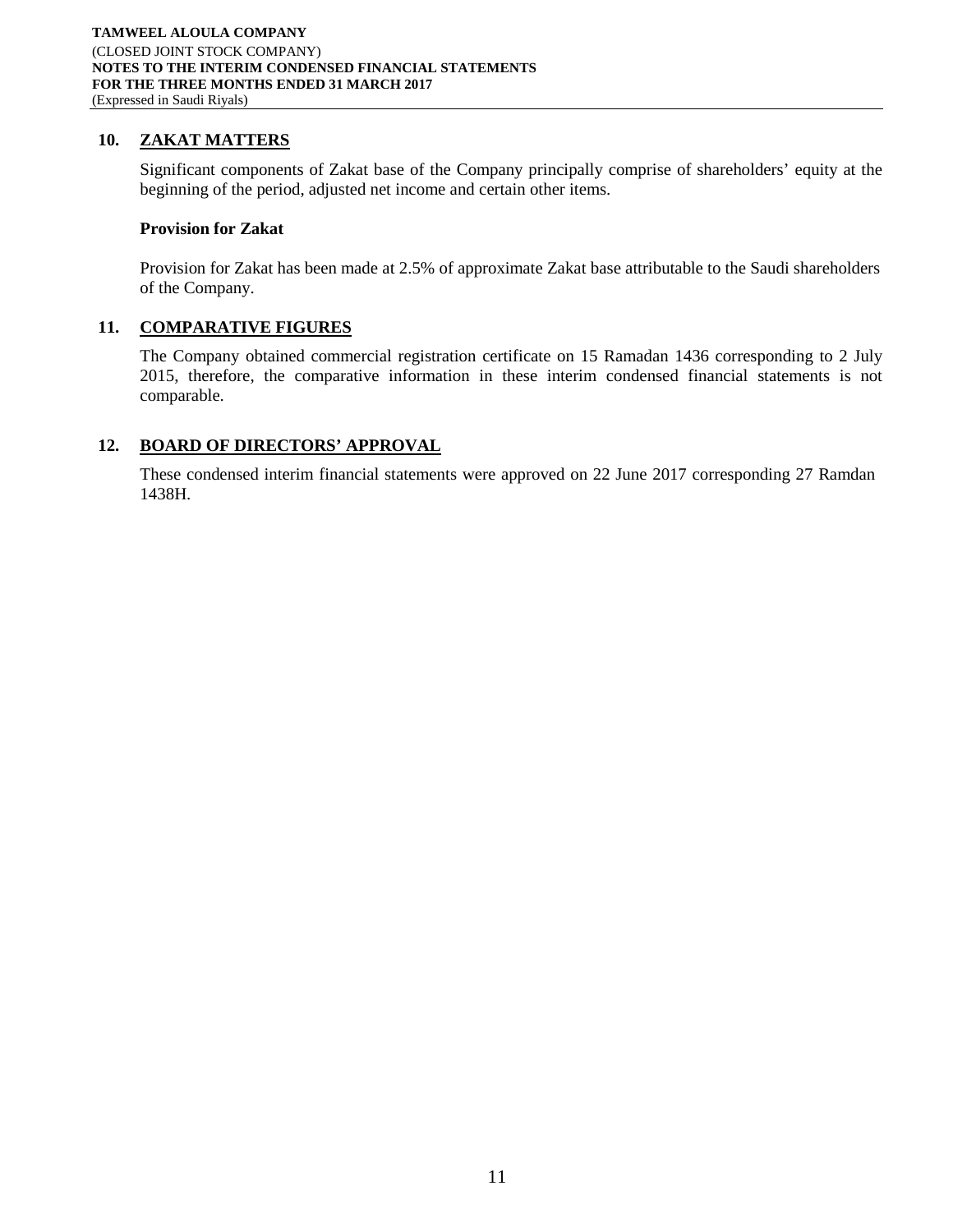## 10. ZAKAT MATTERS

Significant components of Zakat base of the Company principally comprise of shareholders' equity at the beginning of the period, adjusted net income and certain other items.

**Provision for Zakat**

Provision for Zakat has been made at 2.5% of approximate Zakat base attributable to the Saudi shareholders of the Company.

## 11. COMPARATIVE FIGURES

The Company obtained commercial registration certificate on 15 Ramadan 1436 corresponding to 2 July 2015, therefore, the comparative information in these interim condensed financial statements is not comparable.

## 12. BOARD OF DIRECTORS' APPROVAL

These condensed interim financial statements were approved on 22 June 2017 corresponding 27 Ramdan 1438H.